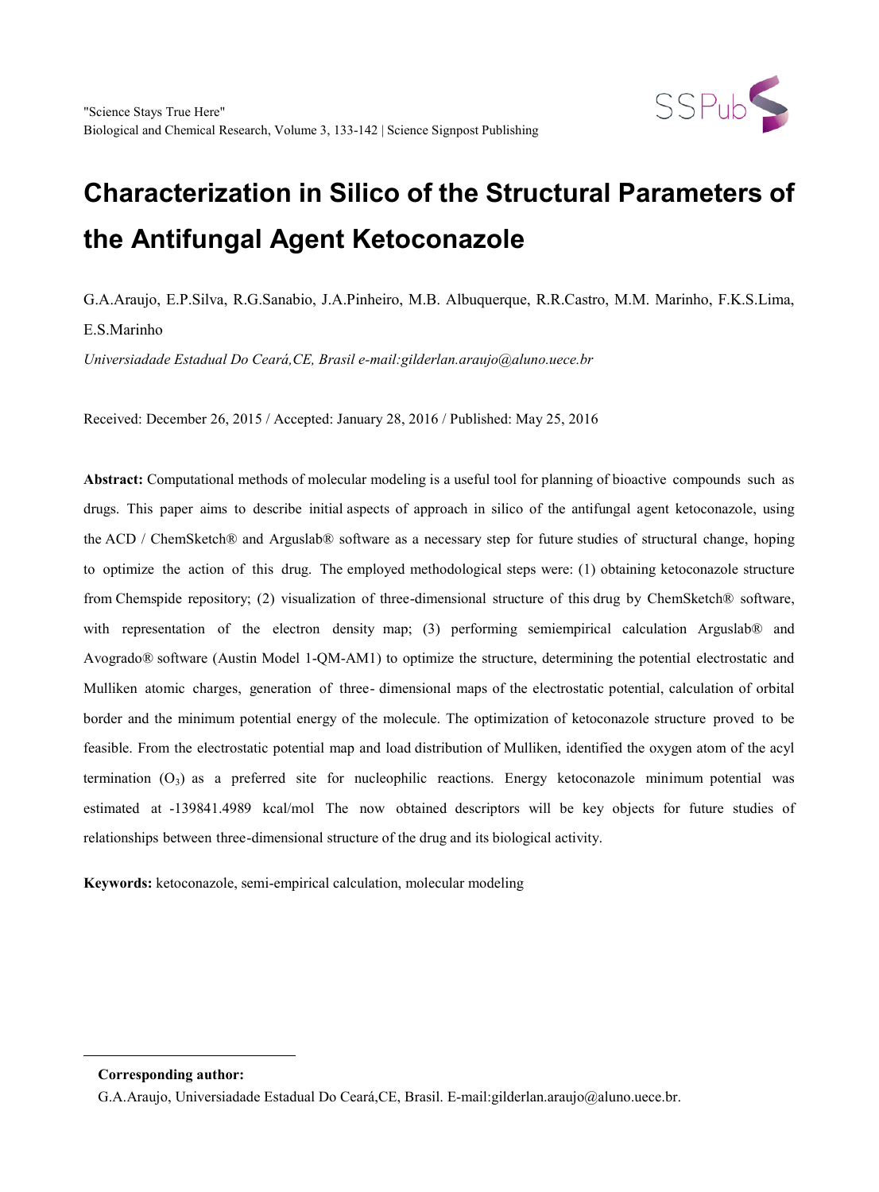"Science Stays True Here"
Biological and Chemical Research, Volume 3, 133-142 | Science Signpost Publishing

# Characterization in Silico of the Structural Parameters of the Antifungal Agent Ketoconazole

G.A.Araujo, E.P.Silva, R.G.Sanabio, J.A.Pinheiro, M.B. Albuquerque, R.R.Castro, M.M. Marinho, F.K.S.Lima, E.S.Marinho

*Universiadade Estadual Do Ceará,CE, Brasil e-mail:gilderlan.araujo@aluno.uece.br*

Received: December 26, 2015 / Accepted: January 28, 2016 / Published: May 25, 2016

**Abstract:** Computational methods of molecular modeling is a useful tool for planning of bioactive compounds such as drugs. This paper aims to describe initial aspects of approach in silico of the antifungal agent ketoconazole, using the ACD / ChemSketch® and Arguslab® software as a necessary step for future studies of structural change, hoping to optimize the action of this drug. The employed methodological steps were: (1) obtaining ketoconazole structure from Chemspide repository; (2) visualization of three-dimensional structure of this drug by ChemSketch® software, with representation of the electron density map; (3) performing semiempirical calculation Arguslab® and Avogrado® software (Austin Model 1-QM-AM1) to optimize the structure, determining the potential electrostatic and Mulliken atomic charges, generation of three- dimensional maps of the electrostatic potential, calculation of orbital border and the minimum potential energy of the molecule. The optimization of ketoconazole structure proved to be feasible. From the electrostatic potential map and load distribution of Mulliken, identified the oxygen atom of the acyl termination ($O_3$) as a preferred site for nucleophilic reactions. Energy ketoconazole minimum potential was estimated at -139841.4989 kcal/mol The now obtained descriptors will be key objects for future studies of relationships between three-dimensional structure of the drug and its biological activity.

**Keywords:** ketoconazole, semi-empirical calculation, molecular modeling

---

**Corresponding author:**

G.A.Araujo, Universiadade Estadual Do Ceará,CE, Brasil. E-mail:gilderlan.araujo@aluno.uece.br.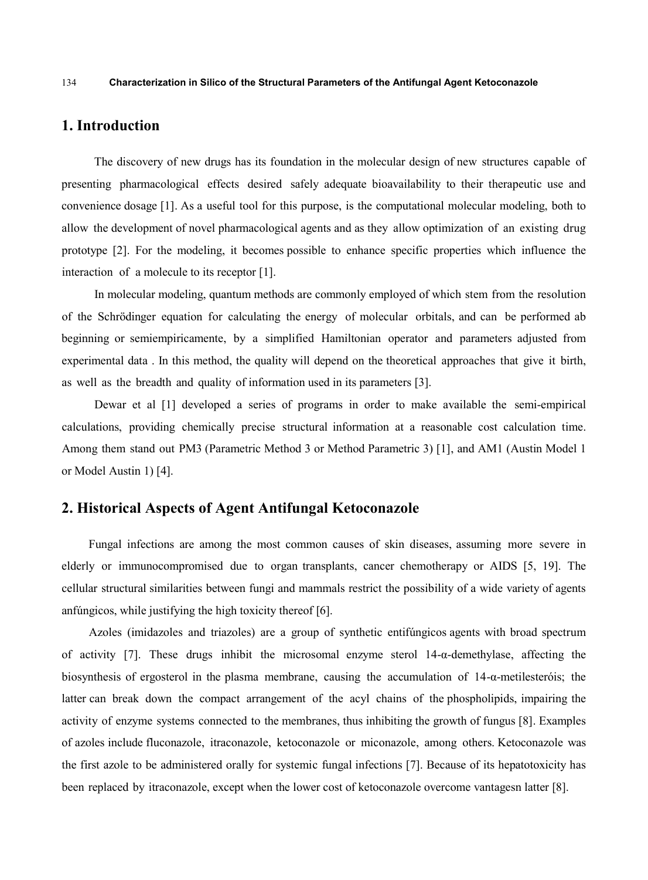## 1. Introduction

The discovery of new drugs has its foundation in the molecular design of new structures capable of presenting pharmacological effects desired safely adequate bioavailability to their therapeutic use and convenience dosage [1]. As a useful tool for this purpose, is the computational molecular modeling, both to allow the development of novel pharmacological agents and as they allow optimization of an existing drug prototype [2]. For the modeling, it becomes possible to enhance specific properties which influence the interaction of a molecule to its receptor [1].

In molecular modeling, quantum methods are commonly employed of which stem from the resolution of the Schrödinger equation for calculating the energy of molecular orbitals, and can be performed ab beginning or semiempiricamente, by a simplified Hamiltonian operator and parameters adjusted from experimental data . In this method, the quality will depend on the theoretical approaches that give it birth, as well as the breadth and quality of information used in its parameters [3].

Dewar et al [1] developed a series of programs in order to make available the semi-empirical calculations, providing chemically precise structural information at a reasonable cost calculation time. Among them stand out PM3 (Parametric Method 3 or Method Parametric 3) [1], and AM1 (Austin Model 1 or Model Austin 1) [4].

## 2. Historical Aspects of Agent Antifungal Ketoconazole

Fungal infections are among the most common causes of skin diseases, assuming more severe in elderly or immunocompromised due to organ transplants, cancer chemotherapy or AIDS [5, 19]. The cellular structural similarities between fungi and mammals restrict the possibility of a wide variety of agents anfúngicos, while justifying the high toxicity thereof [6].

Azoles (imidazoles and triazoles) are a group of synthetic entifúngicos agents with broad spectrum of activity [7]. These drugs inhibit the microsomal enzyme sterol 14-α-demethylase, affecting the biosynthesis of ergosterol in the plasma membrane, causing the accumulation of 14-α-metilesteróis; the latter can break down the compact arrangement of the acyl chains of the phospholipids, impairing the activity of enzyme systems connected to the membranes, thus inhibiting the growth of fungus [8]. Examples of azoles include fluconazole, itraconazole, ketoconazole or miconazole, among others. Ketoconazole was the first azole to be administered orally for systemic fungal infections [7]. Because of its hepatotoxicity has been replaced by itraconazole, except when the lower cost of ketoconazole overcome vantagesn latter [8].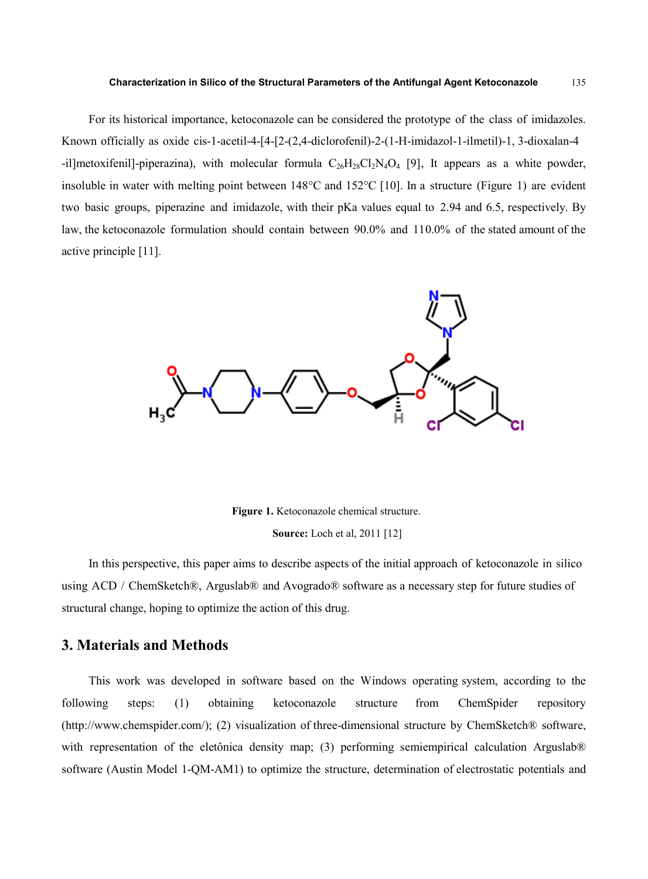For its historical importance, ketoconazole can be considered the prototype of the class of imidazoles. Known officially as oxide cis-1-acetil-4-[4-[2-(2,4-diclorofenil)-2-(1-H-imidazol-1-ilmetil)-1, 3-dioxalan-4 -il]metoxifenil]-piperazina), with molecular formula $C_{26}H_{28}Cl_2N_4O_4$ [9], It appears as a white powder, insoluble in water with melting point between 148°C and 152°C [10]. In a structure (Figure 1) are evident two basic groups, piperazine and imidazole, with their pKa values equal to 2.94 and 6.5, respectively. By law, the ketoconazole formulation should contain between 90.0% and 110.0% of the stated amount of the active principle [11].

**Figure 1.** Ketoconazole chemical structure.

**Source:** Loch et al, 2011 [12]

In this perspective, this paper aims to describe aspects of the initial approach of ketoconazole in silico using ACD / ChemSketch®, Arguslab® and Avogrado® software as a necessary step for future studies of structural change, hoping to optimize the action of this drug.

## 3. Materials and Methods

This work was developed in software based on the Windows operating system, according to the following steps: (1) obtaining ketoconazole structure from ChemSpider repository (http://www.chemspider.com/); (2) visualization of three-dimensional structure by ChemSketch® software, with representation of the eletônica density map; (3) performing semiempirical calculation Arguslab® software (Austin Model 1-QM-AM1) to optimize the structure, determination of electrostatic potentials and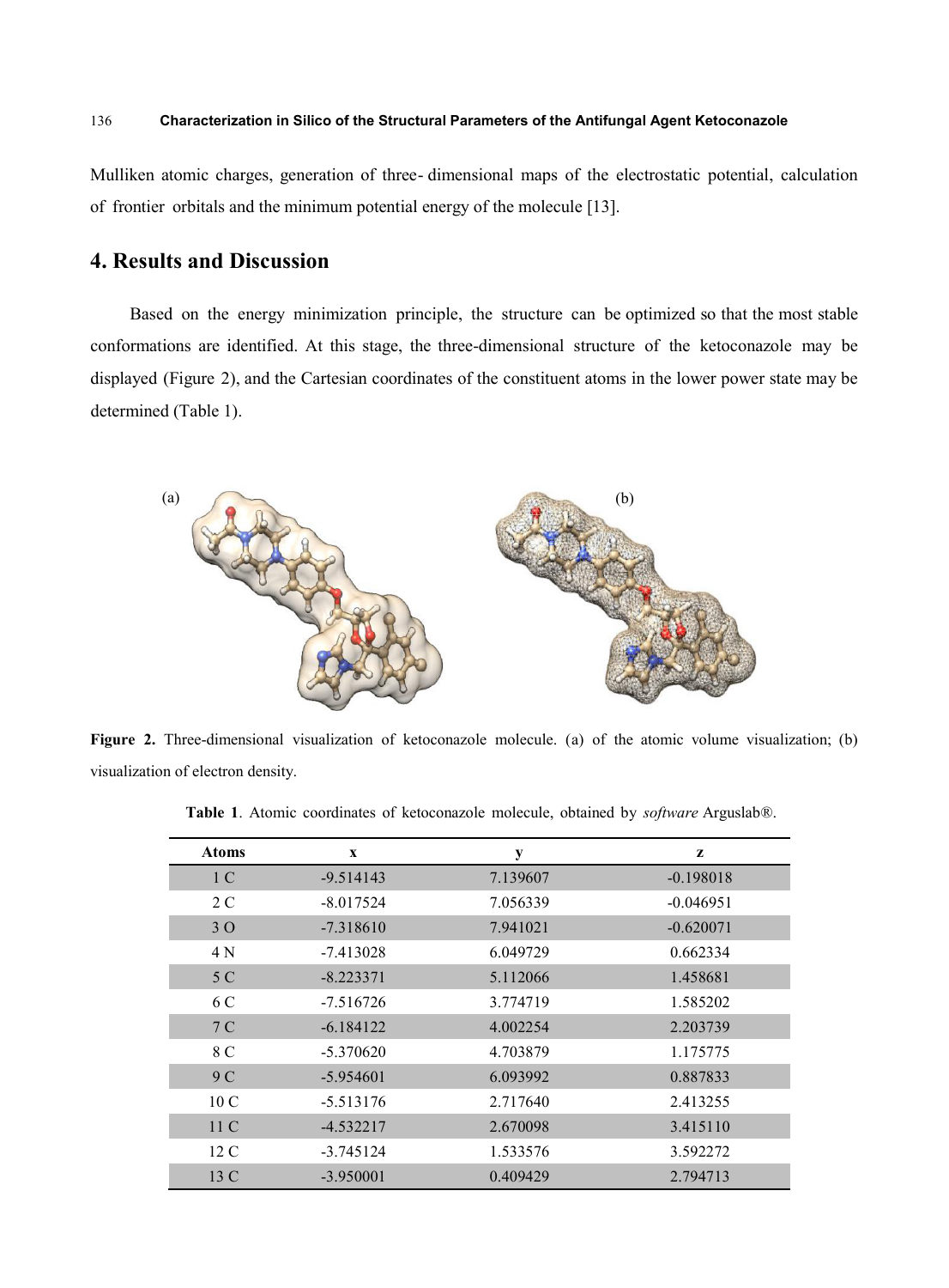Mulliken atomic charges, generation of three- dimensional maps of the electrostatic potential, calculation of frontier orbitals and the minimum potential energy of the molecule [13].

## 4. Results and Discussion

Based on the energy minimization principle, the structure can be optimized so that the most stable conformations are identified. At this stage, the three-dimensional structure of the ketoconazole may be displayed (Figure 2), and the Cartesian coordinates of the constituent atoms in the lower power state may be determined (Table 1).

**Figure 2.** Three-dimensional visualization of ketoconazole molecule. (a) of the atomic volume visualization; (b) visualization of electron density.

**Table 1**. Atomic coordinates of ketoconazole molecule, obtained by *software* Arguslab®.

| Atoms | x | y | z |
|---|---|---|---|
| 1 C | -9.514143 | 7.139607 | -0.198018 |
| 2 C | -8.017524 | 7.056339 | -0.046951 |
| 3 O | -7.318610 | 7.941021 | -0.620071 |
| 4 N | -7.413028 | 6.049729 | 0.662334 |
| 5 C | -8.223371 | 5.112066 | 1.458681 |
| 6 C | -7.516726 | 3.774719 | 1.585202 |
| 7 C | -6.184122 | 4.002254 | 2.203739 |
| 8 C | -5.370620 | 4.703879 | 1.175775 |
| 9 C | -5.954601 | 6.093992 | 0.887833 |
| 10 C | -5.513176 | 2.717640 | 2.413255 |
| 11 C | -4.532217 | 2.670098 | 3.415110 |
| 12 C | -3.745124 | 1.533576 | 3.592272 |
| 13 C | -3.950001 | 0.409429 | 2.794713 |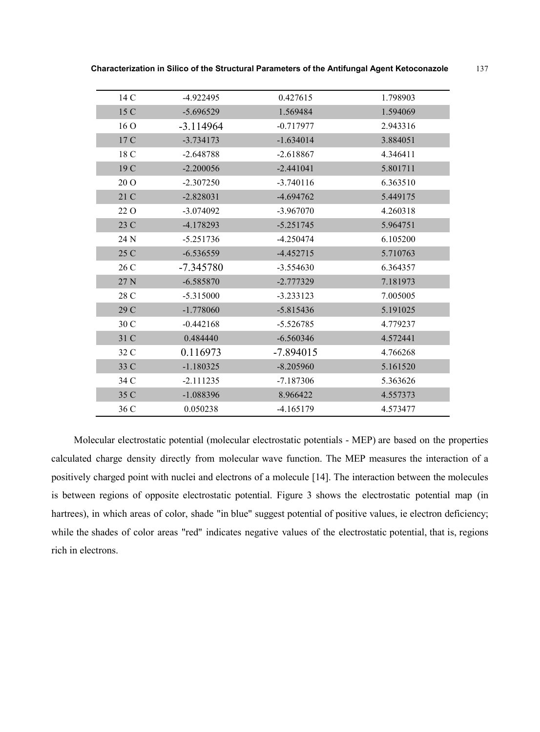| | | | |
|---|---|---|---|
| 14 C | -4.922495 | 0.427615 | 1.798903 |
| 15 C | -5.696529 | 1.569484 | 1.594069 |
| 16 O | -3.114964 | -0.717977 | 2.943316 |
| 17 C | -3.734173 | -1.634014 | 3.884051 |
| 18 C | -2.648788 | -2.618867 | 4.346411 |
| 19 C | -2.200056 | -2.441041 | 5.801711 |
| 20 O | -2.307250 | -3.740116 | 6.363510 |
| 21 C | -2.828031 | -4.694762 | 5.449175 |
| 22 O | -3.074092 | -3.967070 | 4.260318 |
| 23 C | -4.178293 | -5.251745 | 5.964751 |
| 24 N | -5.251736 | -4.250474 | 6.105200 |
| 25 C | -6.536559 | -4.452715 | 5.710763 |
| 26 C | -7.345780 | -3.554630 | 6.364357 |
| 27 N | -6.585870 | -2.777329 | 7.181973 |
| 28 C | -5.315000 | -3.233123 | 7.005005 |
| 29 C | -1.778060 | -5.815436 | 5.191025 |
| 30 C | -0.442168 | -5.526785 | 4.779237 |
| 31 C | 0.484440 | -6.560346 | 4.572441 |
| 32 C | 0.116973 | -7.894015 | 4.766268 |
| 33 C | -1.180325 | -8.205960 | 5.161520 |
| 34 C | -2.111235 | -7.187306 | 5.363626 |
| 35 C | -1.088396 | 8.966422 | 4.557373 |
| 36 C | 0.050238 | -4.165179 | 4.573477 |

Molecular electrostatic potential (molecular electrostatic potentials - MEP) are based on the properties calculated charge density directly from molecular wave function. The MEP measures the interaction of a positively charged point with nuclei and electrons of a molecule [14]. The interaction between the molecules is between regions of opposite electrostatic potential. Figure 3 shows the electrostatic potential map (in hartrees), in which areas of color, shade "in blue" suggest potential of positive values, ie electron deficiency; while the shades of color areas "red" indicates negative values of the electrostatic potential, that is, regions rich in electrons.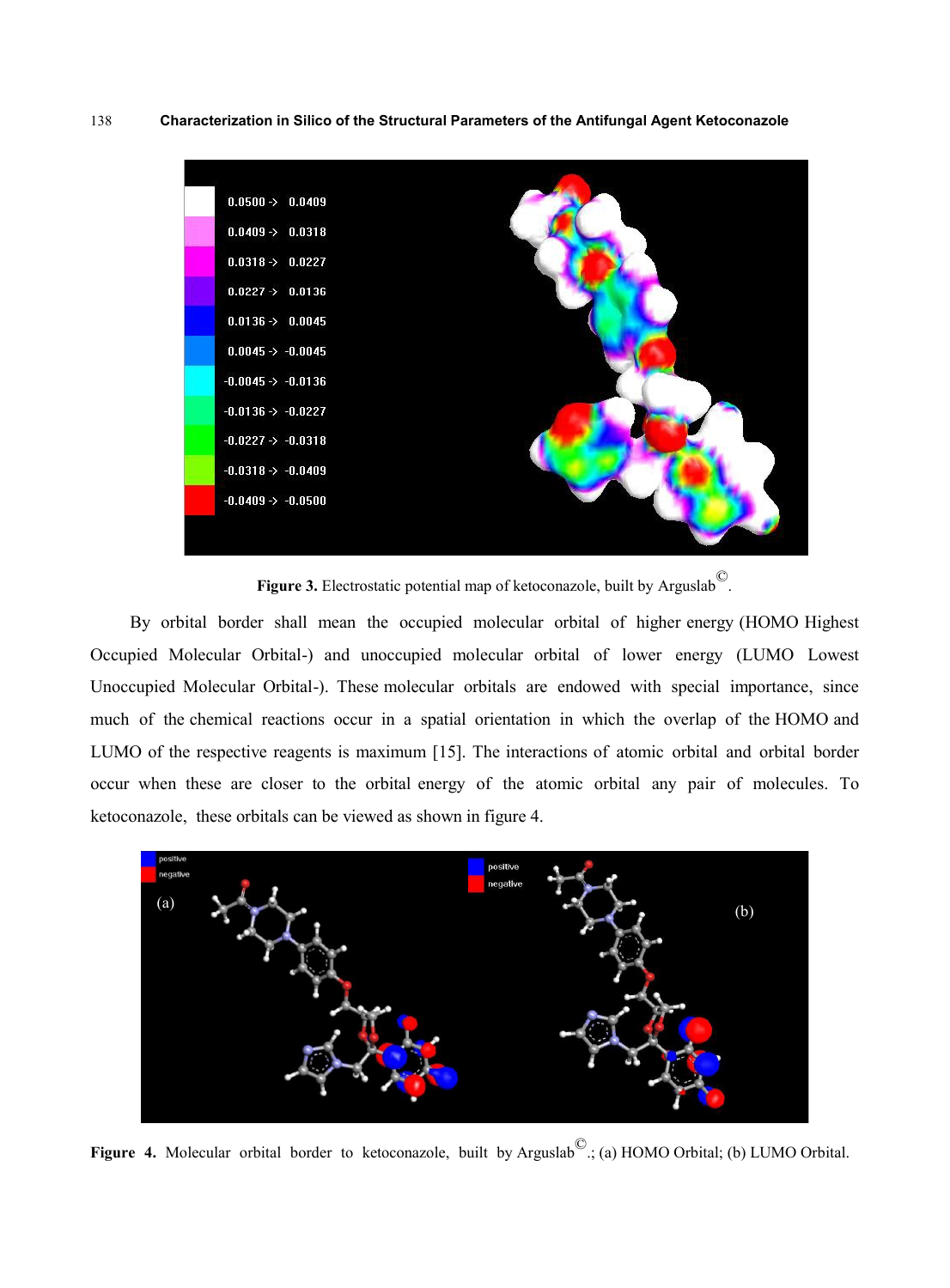Figure 3. Electrostatic potential map of ketoconazole, built by Arguslab©.

By orbital border shall mean the occupied molecular orbital of higher energy (HOMO Highest Occupied Molecular Orbital-) and unoccupied molecular orbital of lower energy (LUMO Lowest Unoccupied Molecular Orbital-). These molecular orbitals are endowed with special importance, since much of the chemical reactions occur in a spatial orientation in which the overlap of the HOMO and LUMO of the respective reagents is maximum [15]. The interactions of atomic orbital and orbital border occur when these are closer to the orbital energy of the atomic orbital any pair of molecules. To ketoconazole, these orbitals can be viewed as shown in figure 4.

**Figure 4.** Molecular orbital border to ketoconazole, built by Arguslab©.; (a) HOMO Orbital; (b) LUMO Orbital.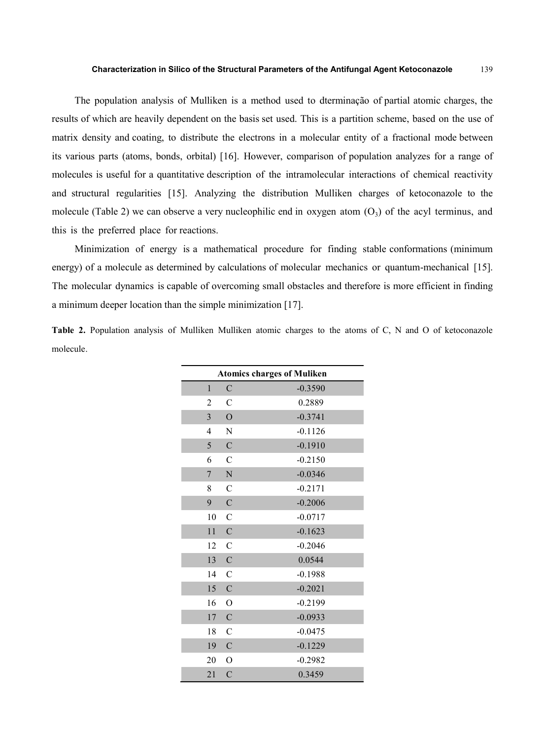The population analysis of Mulliken is a method used to dterminação of partial atomic charges, the results of which are heavily dependent on the basis set used. This is a partition scheme, based on the use of matrix density and coating, to distribute the electrons in a molecular entity of a fractional mode between its various parts (atoms, bonds, orbital) [16]. However, comparison of population analyzes for a range of molecules is useful for a quantitative description of the intramolecular interactions of chemical reactivity and structural regularities [15]. Analyzing the distribution Mulliken charges of ketoconazole to the molecule (Table 2) we can observe a very nucleophilic end in oxygen atom ($O_3$) of the acyl terminus, and this is the preferred place for reactions.

Minimization of energy is a mathematical procedure for finding stable conformations (minimum energy) of a molecule as determined by calculations of molecular mechanics or quantum-mechanical [15]. The molecular dynamics is capable of overcoming small obstacles and therefore is more efficient in finding a minimum deeper location than the simple minimization [17].

**Table 2.** Population analysis of Mulliken Mulliken atomic charges to the atoms of C, N and O of ketoconazole molecule.

| Atomics charges of Muliken | | |
|---|---|---|
| 1 | C | -0.3590 |
| 2 | C | 0.2889 |
| 3 | O | -0.3741 |
| 4 | N | -0.1126 |
| 5 | C | -0.1910 |
| 6 | C | -0.2150 |
| 7 | N | -0.0346 |
| 8 | C | -0.2171 |
| 9 | C | -0.2006 |
| 10 | C | -0.0717 |
| 11 | C | -0.1623 |
| 12 | C | -0.2046 |
| 13 | C | 0.0544 |
| 14 | C | -0.1988 |
| 15 | C | -0.2021 |
| 16 | O | -0.2199 |
| 17 | C | -0.0933 |
| 18 | C | -0.0475 |
| 19 | C | -0.1229 |
| 20 | O | -0.2982 |
| 21 | C | 0.3459 |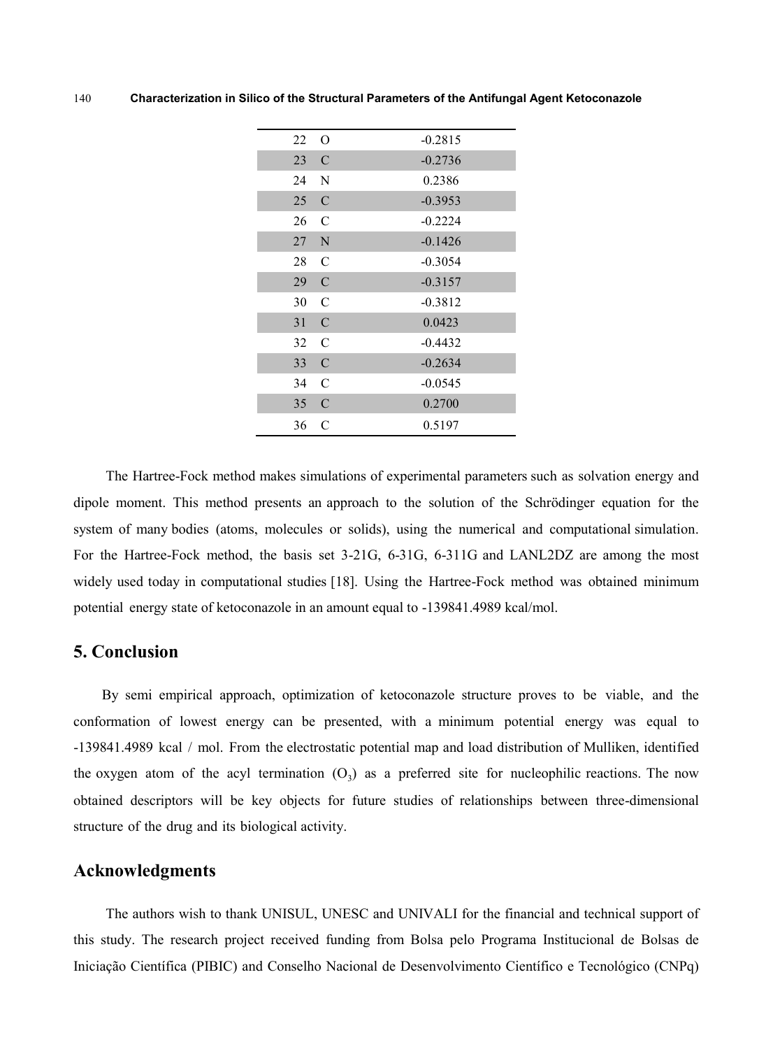| | | |
|---|---|---|
| 22 | O | -0.2815 |
| 23 | C | -0.2736 |
| 24 | N | 0.2386 |
| 25 | C | -0.3953 |
| 26 | C | -0.2224 |
| 27 | N | -0.1426 |
| 28 | C | -0.3054 |
| 29 | C | -0.3157 |
| 30 | C | -0.3812 |
| 31 | C | 0.0423 |
| 32 | C | -0.4432 |
| 33 | C | -0.2634 |
| 34 | C | -0.0545 |
| 35 | C | 0.2700 |
| 36 | C | 0.5197 |

The Hartree-Fock method makes simulations of experimental parameters such as solvation energy and dipole moment. This method presents an approach to the solution of the Schrödinger equation for the system of many bodies (atoms, molecules or solids), using the numerical and computational simulation. For the Hartree-Fock method, the basis set 3-21G, 6-31G, 6-311G and LANL2DZ are among the most widely used today in computational studies [18]. Using the Hartree-Fock method was obtained minimum potential energy state of ketoconazole in an amount equal to -139841.4989 kcal/mol.

## 5. Conclusion

By semi empirical approach, optimization of ketoconazole structure proves to be viable, and the conformation of lowest energy can be presented, with a minimum potential energy was equal to -139841.4989 kcal / mol. From the electrostatic potential map and load distribution of Mulliken, identified the oxygen atom of the acyl termination ($O_3$) as a preferred site for nucleophilic reactions. The now obtained descriptors will be key objects for future studies of relationships between three-dimensional structure of the drug and its biological activity.

## Acknowledgments

The authors wish to thank UNISUL, UNESC and UNIVALI for the financial and technical support of this study. The research project received funding from Bolsa pelo Programa Institucional de Bolsas de Iniciação Científica (PIBIC) and Conselho Nacional de Desenvolvimento Científico e Tecnológico (CNPq)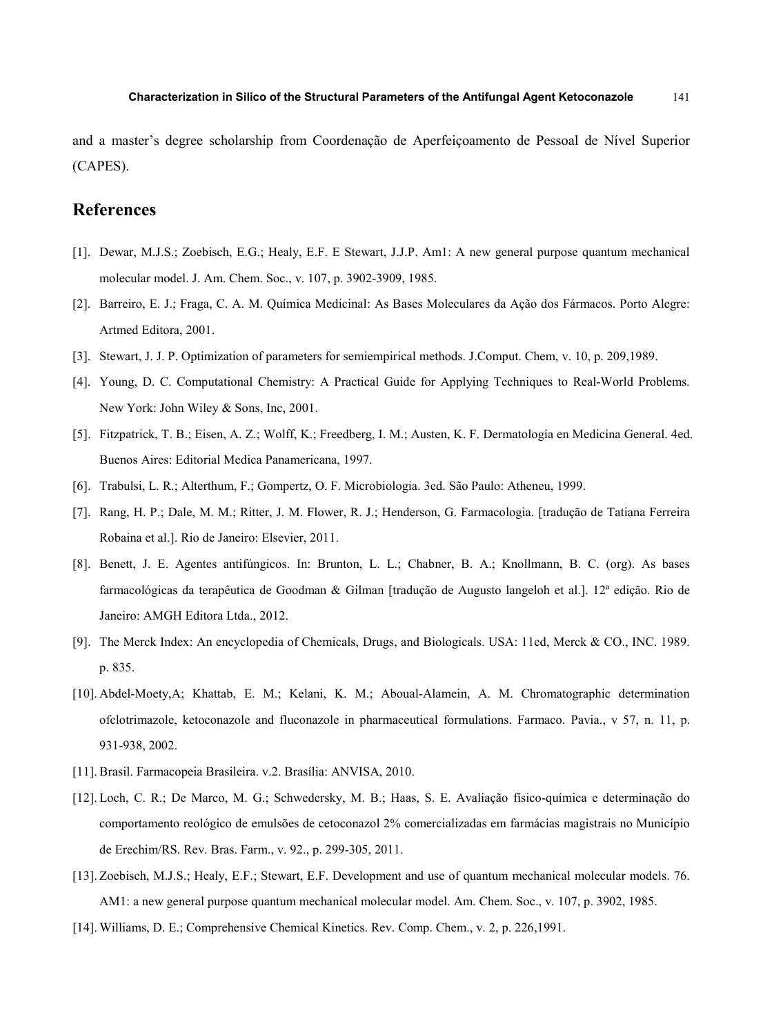and a master's degree scholarship from Coordenação de Aperfeiçoamento de Pessoal de Nível Superior (CAPES).

## References

[1]. Dewar, M.J.S.; Zoebisch, E.G.; Healy, E.F. E Stewart, J.J.P. Am1: A new general purpose quantum mechanical molecular model. J. Am. Chem. Soc., v. 107, p. 3902-3909, 1985.

[2]. Barreiro, E. J.; Fraga, C. A. M. Química Medicinal: As Bases Moleculares da Ação dos Fármacos. Porto Alegre: Artmed Editora, 2001.

[3]. Stewart, J. J. P. Optimization of parameters for semiempirical methods. J.Comput. Chem, v. 10, p. 209,1989.

[4]. Young, D. C. Computational Chemistry: A Practical Guide for Applying Techniques to Real-World Problems. New York: John Wiley & Sons, Inc, 2001.

[5]. Fitzpatrick, T. B.; Eisen, A. Z.; Wolff, K.; Freedberg, I. M.; Austen, K. F. Dermatología en Medicina General. 4ed. Buenos Aires: Editorial Medica Panamericana, 1997.

[6]. Trabulsi, L. R.; Alterthum, F.; Gompertz, O. F. Microbiologia. 3ed. São Paulo: Atheneu, 1999.

[7]. Rang, H. P.; Dale, M. M.; Ritter, J. M. Flower, R. J.; Henderson, G. Farmacologia. [tradução de Tatiana Ferreira Robaina et al.]. Rio de Janeiro: Elsevier, 2011.

[8]. Benett, J. E. Agentes antifúngicos. In: Brunton, L. L.; Chabner, B. A.; Knollmann, B. C. (org). As bases farmacológicas da terapêutica de Goodman & Gilman [tradução de Augusto langeloh et al.]. 12ª edição. Rio de Janeiro: AMGH Editora Ltda., 2012.

[9]. The Merck Index: An encyclopedia of Chemicals, Drugs, and Biologicals. USA: 11ed, Merck & CO., INC. 1989. p. 835.

[10]. Abdel-Moety,A; Khattab, E. M.; Kelani, K. M.; Aboual-Alamein, A. M. Chromatographic determination ofclotrimazole, ketoconazole and fluconazole in pharmaceutical formulations. Farmaco. Pavia., v 57, n. 11, p. 931-938, 2002.

[11]. Brasil. Farmacopeia Brasileira. v.2. Brasília: ANVISA, 2010.

[12]. Loch, C. R.; De Marco, M. G.; Schwedersky, M. B.; Haas, S. E. Avaliação físico-química e determinação do comportamento reológico de emulsões de cetoconazol 2% comercializadas em farmácias magistrais no Município de Erechim/RS. Rev. Bras. Farm., v. 92., p. 299-305, 2011.

[13]. Zoebisch, M.J.S.; Healy, E.F.; Stewart, E.F. Development and use of quantum mechanical molecular models. 76. AM1: a new general purpose quantum mechanical molecular model. Am. Chem. Soc., v. 107, p. 3902, 1985.

[14]. Williams, D. E.; Comprehensive Chemical Kinetics. Rev. Comp. Chem., v. 2, p. 226,1991.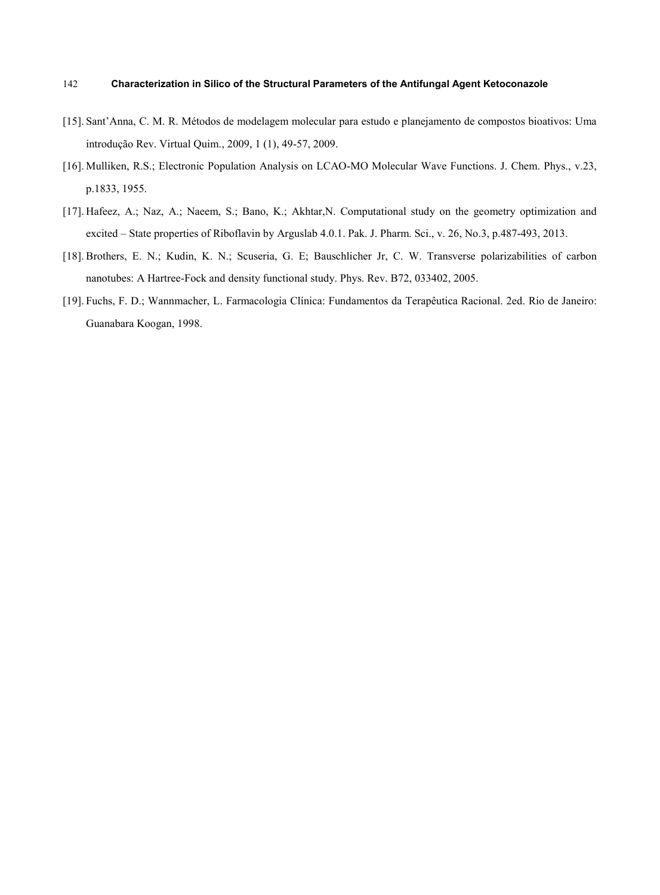[15]. Sant'Anna, C. M. R. Métodos de modelagem molecular para estudo e planejamento de compostos bioativos: Uma introdução Rev. Virtual Quim., 2009, 1 (1), 49-57, 2009.

[16]. Mulliken, R.S.; Electronic Population Analysis on LCAO-MO Molecular Wave Functions. J. Chem. Phys., v.23, p.1833, 1955.

[17]. Hafeez, A.; Naz, A.; Naeem, S.; Bano, K.; Akhtar,N. Computational study on the geometry optimization and excited – State properties of Riboflavin by Arguslab 4.0.1. Pak. J. Pharm. Sci., v. 26, No.3, p.487-493, 2013.

[18]. Brothers, E. N.; Kudin, K. N.; Scuseria, G. E; Bauschlicher Jr, C. W. Transverse polarizabilities of carbon nanotubes: A Hartree-Fock and density functional study. Phys. Rev. B72, 033402, 2005.

[19]. Fuchs, F. D.; Wannmacher, L. Farmacologia Clínica: Fundamentos da Terapêutica Racional. 2ed. Rio de Janeiro: Guanabara Koogan, 1998.